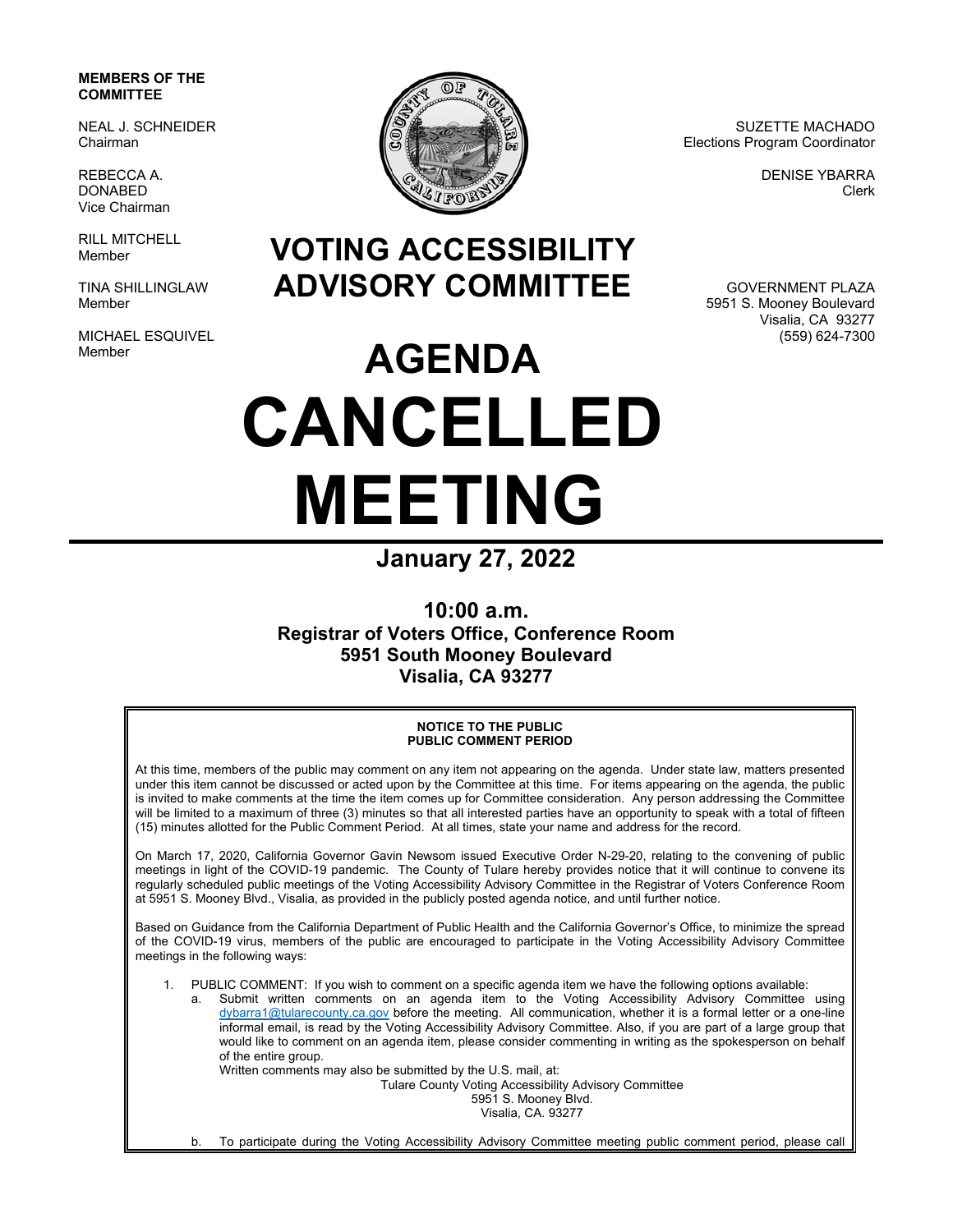**MEMBERS OF THE COMMITTEE**

NEAL J. SCHNEIDER
Chairman

REBECCA A. DONABED
Vice Chairman

RILL MITCHELL
Member

TINA SHILLINGLAW
Member

MICHAEL ESQUIVEL
Member

SUZETTE MACHADO
Elections Program Coordinator

DENISE YBARRA
Clerk

GOVERNMENT PLAZA
5951 S. Mooney Boulevard
Visalia, CA 93277
(559) 624-7300

# VOTING ACCESSIBILITY ADVISORY COMMITTEE

# AGENDA

# CANCELLED MEETING

## January 27, 2022

**10:00 a.m.**
**Registrar of Voters Office, Conference Room**
**5951 South Mooney Boulevard**
**Visalia, CA 93277**

**NOTICE TO THE PUBLIC**
**PUBLIC COMMENT PERIOD**

At this time, members of the public may comment on any item not appearing on the agenda. Under state law, matters presented under this item cannot be discussed or acted upon by the Committee at this time. For items appearing on the agenda, the public is invited to make comments at the time the item comes up for Committee consideration. Any person addressing the Committee will be limited to a maximum of three (3) minutes so that all interested parties have an opportunity to speak with a total of fifteen (15) minutes allotted for the Public Comment Period. At all times, state your name and address for the record.

On March 17, 2020, California Governor Gavin Newsom issued Executive Order N-29-20, relating to the convening of public meetings in light of the COVID-19 pandemic. The County of Tulare hereby provides notice that it will continue to convene its regularly scheduled public meetings of the Voting Accessibility Advisory Committee in the Registrar of Voters Conference Room at 5951 S. Mooney Blvd., Visalia, as provided in the publicly posted agenda notice, and until further notice.

Based on Guidance from the California Department of Public Health and the California Governor's Office, to minimize the spread of the COVID-19 virus, members of the public are encouraged to participate in the Voting Accessibility Advisory Committee meetings in the following ways:

1. PUBLIC COMMENT: If you wish to comment on a specific agenda item we have the following options available:
   a. Submit written comments on an agenda item to the Voting Accessibility Advisory Committee using dybarra1@tularecounty.ca.gov before the meeting. All communication, whether it is a formal letter or a one-line informal email, is read by the Voting Accessibility Advisory Committee. Also, if you are part of a large group that would like to comment on an agenda item, please consider commenting in writing as the spokesperson on behalf of the entire group.
   Written comments may also be submitted by the U.S. mail, at:
   Tulare County Voting Accessibility Advisory Committee
   5951 S. Mooney Blvd.
   Visalia, CA. 93277
   b. To participate during the Voting Accessibility Advisory Committee meeting public comment period, please call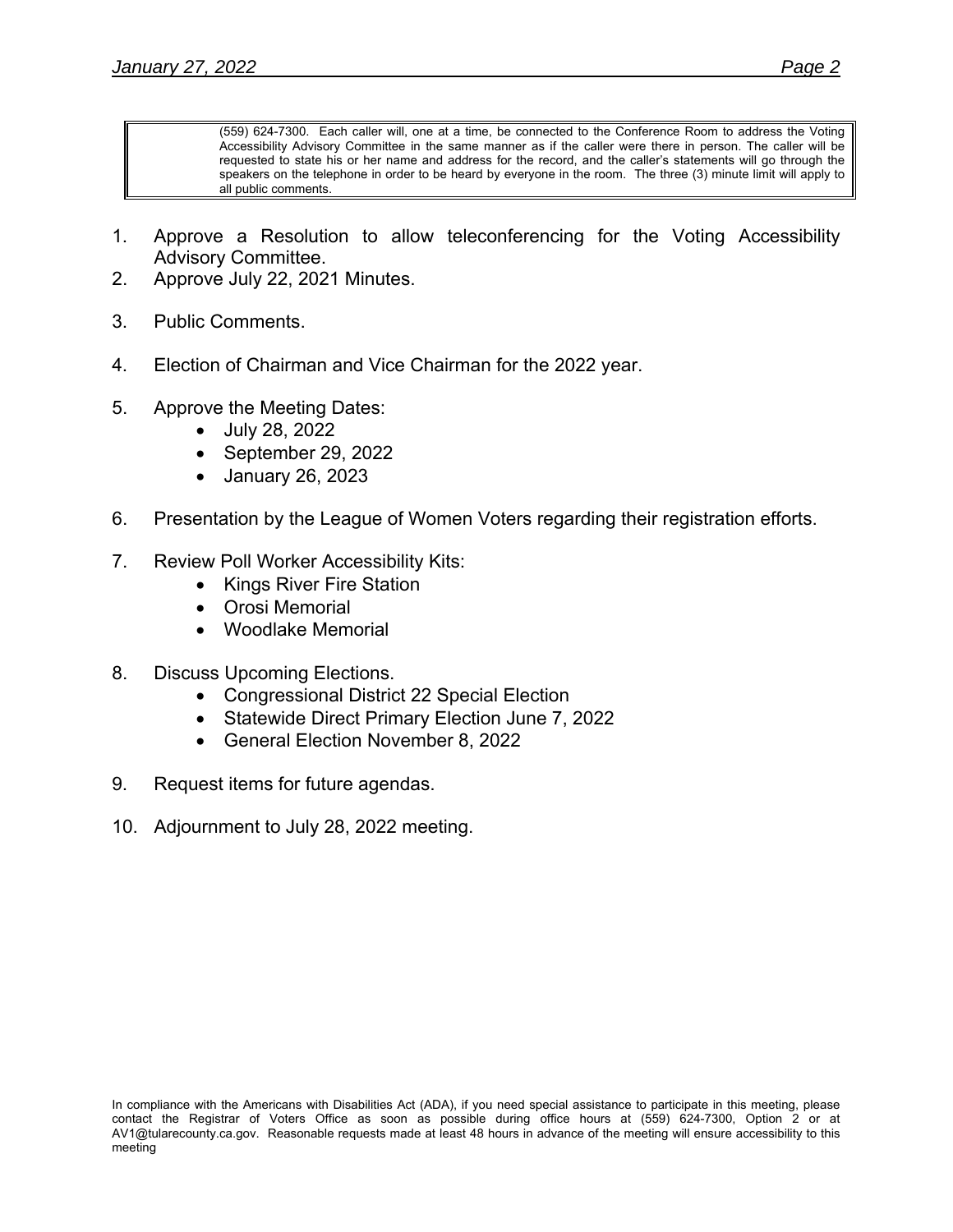(559) 624-7300. Each caller will, one at a time, be connected to the Conference Room to address the Voting Accessibility Advisory Committee in the same manner as if the caller were there in person. The caller will be requested to state his or her name and address for the record, and the caller's statements will go through the speakers on the telephone in order to be heard by everyone in the room. The three (3) minute limit will apply to all public comments.

1. Approve a Resolution to allow teleconferencing for the Voting Accessibility Advisory Committee.
2. Approve July 22, 2021 Minutes.
3. Public Comments.
4. Election of Chairman and Vice Chairman for the 2022 year.
5. Approve the Meeting Dates:
   - July 28, 2022
   - September 29, 2022
   - January 26, 2023
6. Presentation by the League of Women Voters regarding their registration efforts.
7. Review Poll Worker Accessibility Kits:
   - Kings River Fire Station
   - Orosi Memorial
   - Woodlake Memorial
8. Discuss Upcoming Elections.
   - Congressional District 22 Special Election
   - Statewide Direct Primary Election June 7, 2022
   - General Election November 8, 2022
9. Request items for future agendas.
10. Adjournment to July 28, 2022 meeting.

In compliance with the Americans with Disabilities Act (ADA), if you need special assistance to participate in this meeting, please contact the Registrar of Voters Office as soon as possible during office hours at (559) 624-7300, Option 2 or at AV1@tularecounty.ca.gov. Reasonable requests made at least 48 hours in advance of the meeting will ensure accessibility to this meeting